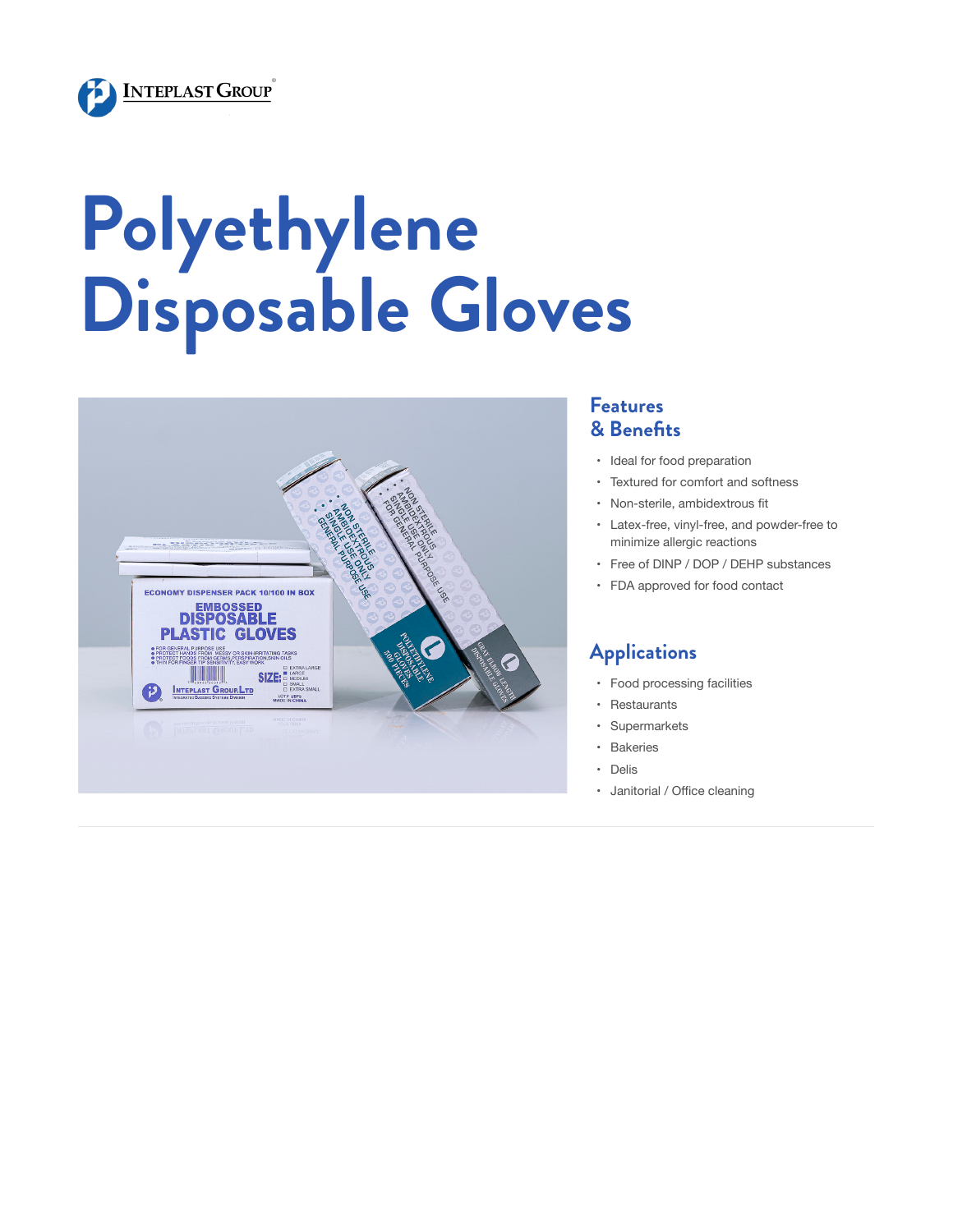# Polyethylene Disposable Gloves

## Features & Benefits

- Ideal for food preparation
- Textured for comfort and softness
- Non-sterile, ambidextrous fit
- Latex-free, vinyl-free, and powder-free to minimize allergic reactions
- Free of DINP / DOP / DEHP substances
- FDA approved for food contact

## Applications

- Food processing facilities
- Restaurants
- Supermarkets
- Bakeries
- Delis
- Janitorial / Office cleaning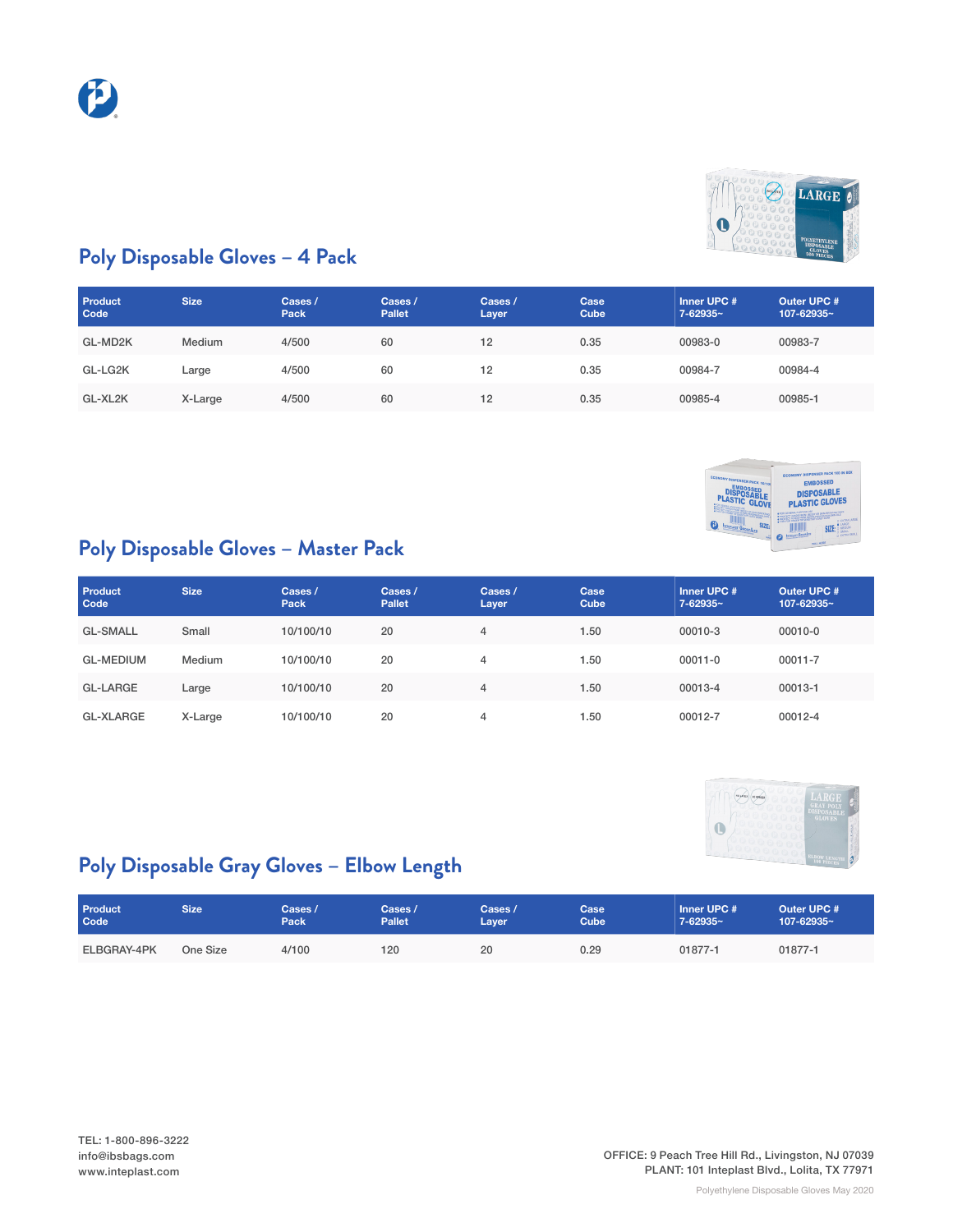## Poly Disposable Gloves – 4 Pack

| Product Code | Size | Cases / Pack | Cases / Pallet | Cases / Layer | Case Cube | Inner UPC # 7-62935~ | Outer UPC # 107-62935~ |
|---|---|---|---|---|---|---|---|
| GL-MD2K | Medium | 4/500 | 60 | 12 | 0.35 | 00983-0 | 00983-7 |
| GL-LG2K | Large | 4/500 | 60 | 12 | 0.35 | 00984-7 | 00984-4 |
| GL-XL2K | X-Large | 4/500 | 60 | 12 | 0.35 | 00985-4 | 00985-1 |

## Poly Disposable Gloves – Master Pack

| Product Code | Size | Cases / Pack | Cases / Pallet | Cases / Layer | Case Cube | Inner UPC # 7-62935~ | Outer UPC # 107-62935~ |
|---|---|---|---|---|---|---|---|
| GL-SMALL | Small | 10/100/10 | 20 | 4 | 1.50 | 00010-3 | 00010-0 |
| GL-MEDIUM | Medium | 10/100/10 | 20 | 4 | 1.50 | 00011-0 | 00011-7 |
| GL-LARGE | Large | 10/100/10 | 20 | 4 | 1.50 | 00013-4 | 00013-1 |
| GL-XLARGE | X-Large | 10/100/10 | 20 | 4 | 1.50 | 00012-7 | 00012-4 |

## Poly Disposable Gray Gloves – Elbow Length

| Product Code | Size | Cases / Pack | Cases / Pallet | Cases / Layer | Case Cube | Inner UPC # 7-62935~ | Outer UPC # 107-62935~ |
|---|---|---|---|---|---|---|---|
| ELBGRAY-4PK | One Size | 4/100 | 120 | 20 | 0.29 | 01877-1 | 01877-1 |

TEL: 1-800-896-3222
info@ibsbags.com
www.inteplast.com

OFFICE: 9 Peach Tree Hill Rd., Livingston, NJ 07039
PLANT: 101 Inteplast Blvd., Lolita, TX 77971

Polyethylene Disposable Gloves May 2020